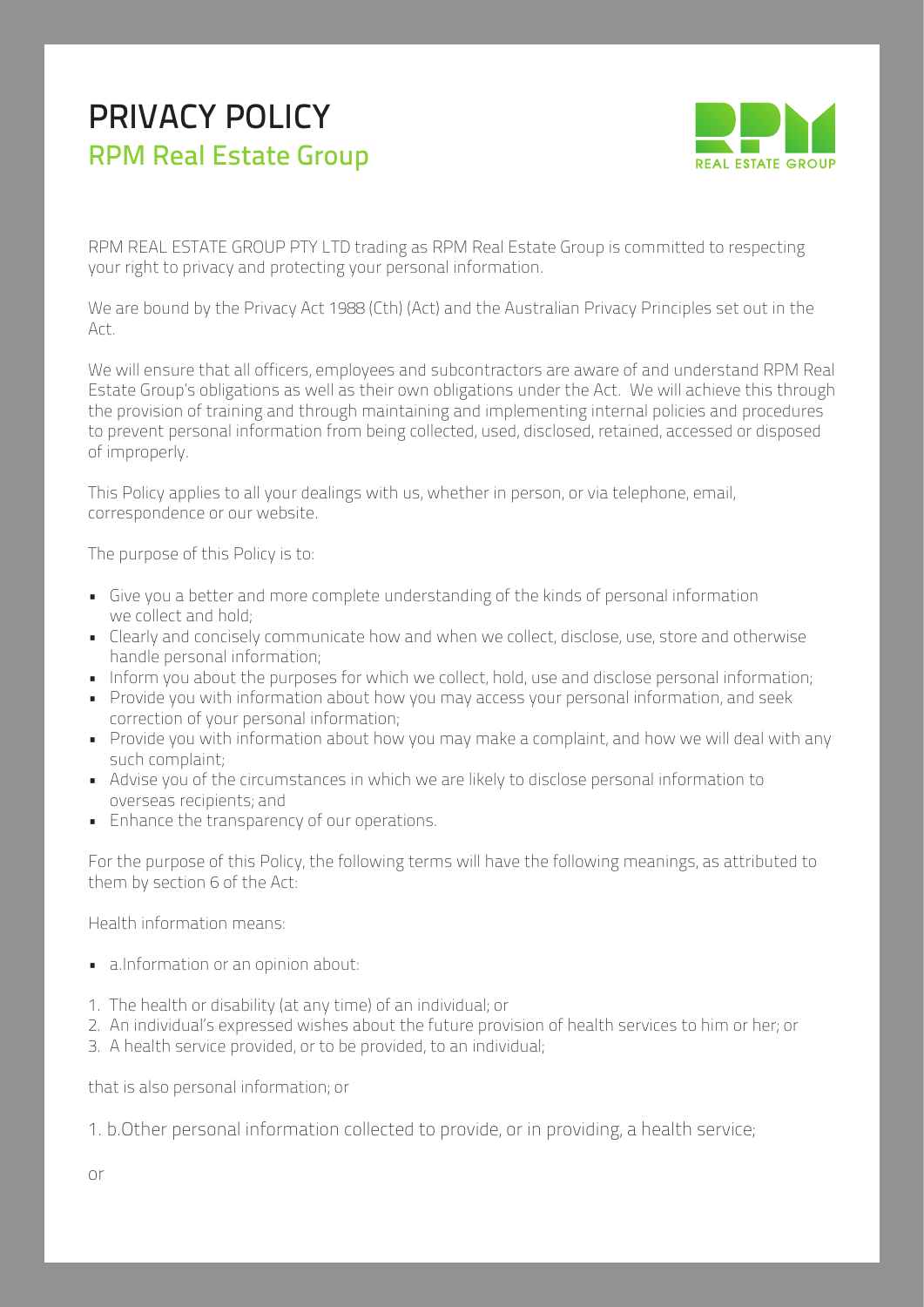# PRIVACY POLICY
## RPM Real Estate Group

RPM REAL ESTATE GROUP PTY LTD trading as RPM Real Estate Group is committed to respecting your right to privacy and protecting your personal information.

We are bound by the Privacy Act 1988 (Cth) (Act) and the Australian Privacy Principles set out in the Act.

We will ensure that all officers, employees and subcontractors are aware of and understand RPM Real Estate Group's obligations as well as their own obligations under the Act. We will achieve this through the provision of training and through maintaining and implementing internal policies and procedures to prevent personal information from being collected, used, disclosed, retained, accessed or disposed of improperly.

This Policy applies to all your dealings with us, whether in person, or via telephone, email, correspondence or our website.

The purpose of this Policy is to:

- Give you a better and more complete understanding of the kinds of personal information we collect and hold;
- Clearly and concisely communicate how and when we collect, disclose, use, store and otherwise handle personal information;
- Inform you about the purposes for which we collect, hold, use and disclose personal information;
- Provide you with information about how you may access your personal information, and seek correction of your personal information;
- Provide you with information about how you may make a complaint, and how we will deal with any such complaint;
- Advise you of the circumstances in which we are likely to disclose personal information to overseas recipients; and
- Enhance the transparency of our operations.

For the purpose of this Policy, the following terms will have the following meanings, as attributed to them by section 6 of the Act:

Health information means:

- a.Information or an opinion about:

1. The health or disability (at any time) of an individual; or
2. An individual's expressed wishes about the future provision of health services to him or her; or
3. A health service provided, or to be provided, to an individual;

that is also personal information; or

1. b.Other personal information collected to provide, or in providing, a health service;

or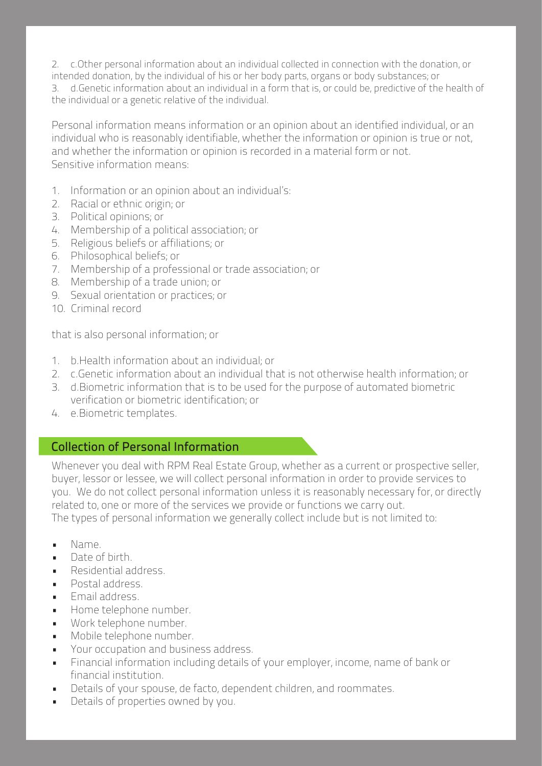2. c.Other personal information about an individual collected in connection with the donation, or intended donation, by the individual of his or her body parts, organs or body substances; or
3. d.Genetic information about an individual in a form that is, or could be, predictive of the health of the individual or a genetic relative of the individual.

Personal information means information or an opinion about an identified individual, or an individual who is reasonably identifiable, whether the information or opinion is true or not, and whether the information or opinion is recorded in a material form or not.
Sensitive information means:

1. Information or an opinion about an individual's:
2. Racial or ethnic origin; or
3. Political opinions; or
4. Membership of a political association; or
5. Religious beliefs or affiliations; or
6. Philosophical beliefs; or
7. Membership of a professional or trade association; or
8. Membership of a trade union; or
9. Sexual orientation or practices; or
10. Criminal record

that is also personal information; or

1. b.Health information about an individual; or
2. c.Genetic information about an individual that is not otherwise health information; or
3. d.Biometric information that is to be used for the purpose of automated biometric verification or biometric identification; or
4. e.Biometric templates.

## Collection of Personal Information

Whenever you deal with RPM Real Estate Group, whether as a current or prospective seller, buyer, lessor or lessee, we will collect personal information in order to provide services to you. We do not collect personal information unless it is reasonably necessary for, or directly related to, one or more of the services we provide or functions we carry out.
The types of personal information we generally collect include but is not limited to:

- Name.
- Date of birth.
- Residential address.
- Postal address.
- Email address.
- Home telephone number.
- Work telephone number.
- Mobile telephone number.
- Your occupation and business address.
- Financial information including details of your employer, income, name of bank or financial institution.
- Details of your spouse, de facto, dependent children, and roommates.
- Details of properties owned by you.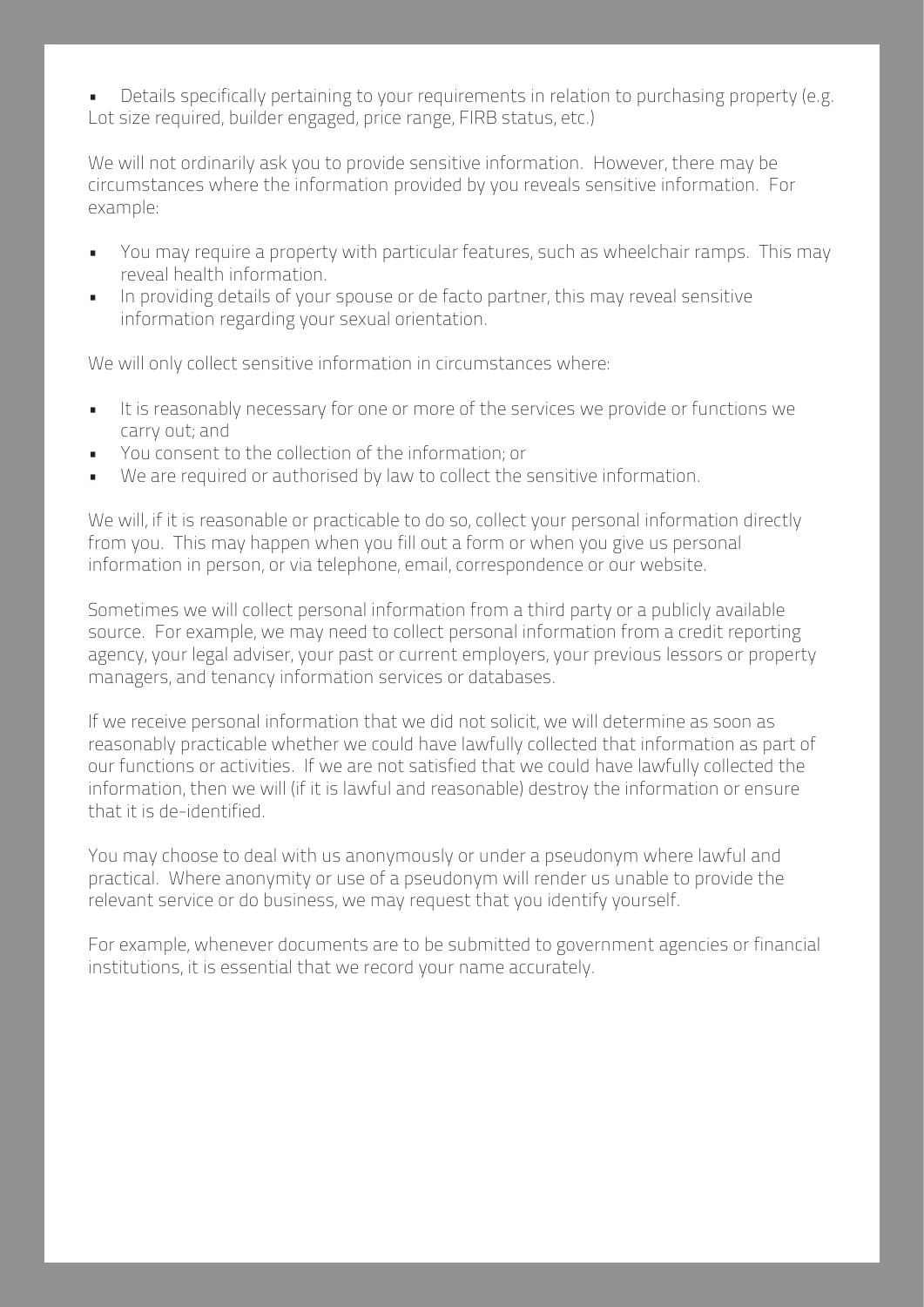- Details specifically pertaining to your requirements in relation to purchasing property (e.g. Lot size required, builder engaged, price range, FIRB status, etc.)

We will not ordinarily ask you to provide sensitive information. However, there may be circumstances where the information provided by you reveals sensitive information. For example:

- You may require a property with particular features, such as wheelchair ramps. This may reveal health information.
- In providing details of your spouse or de facto partner, this may reveal sensitive information regarding your sexual orientation.

We will only collect sensitive information in circumstances where:

- It is reasonably necessary for one or more of the services we provide or functions we carry out; and
- You consent to the collection of the information; or
- We are required or authorised by law to collect the sensitive information.

We will, if it is reasonable or practicable to do so, collect your personal information directly from you. This may happen when you fill out a form or when you give us personal information in person, or via telephone, email, correspondence or our website.

Sometimes we will collect personal information from a third party or a publicly available source. For example, we may need to collect personal information from a credit reporting agency, your legal adviser, your past or current employers, your previous lessors or property managers, and tenancy information services or databases.

If we receive personal information that we did not solicit, we will determine as soon as reasonably practicable whether we could have lawfully collected that information as part of our functions or activities. If we are not satisfied that we could have lawfully collected the information, then we will (if it is lawful and reasonable) destroy the information or ensure that it is de-identified.

You may choose to deal with us anonymously or under a pseudonym where lawful and practical. Where anonymity or use of a pseudonym will render us unable to provide the relevant service or do business, we may request that you identify yourself.

For example, whenever documents are to be submitted to government agencies or financial institutions, it is essential that we record your name accurately.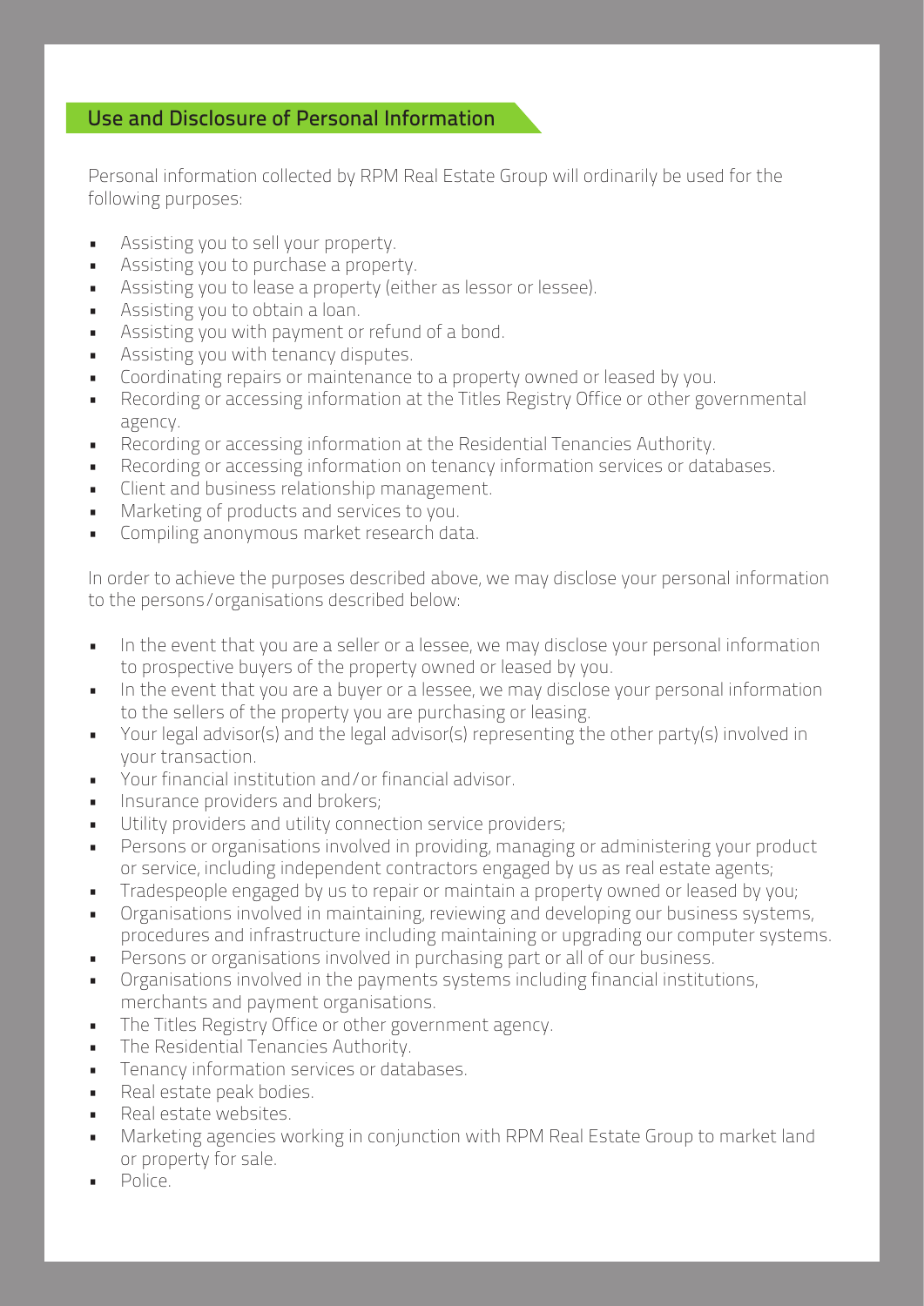## Use and Disclosure of Personal Information

Personal information collected by RPM Real Estate Group will ordinarily be used for the following purposes:

- Assisting you to sell your property.
- Assisting you to purchase a property.
- Assisting you to lease a property (either as lessor or lessee).
- Assisting you to obtain a loan.
- Assisting you with payment or refund of a bond.
- Assisting you with tenancy disputes.
- Coordinating repairs or maintenance to a property owned or leased by you.
- Recording or accessing information at the Titles Registry Office or other governmental agency.
- Recording or accessing information at the Residential Tenancies Authority.
- Recording or accessing information on tenancy information services or databases.
- Client and business relationship management.
- Marketing of products and services to you.
- Compiling anonymous market research data.

In order to achieve the purposes described above, we may disclose your personal information to the persons/organisations described below:

- In the event that you are a seller or a lessee, we may disclose your personal information to prospective buyers of the property owned or leased by you.
- In the event that you are a buyer or a lessee, we may disclose your personal information to the sellers of the property you are purchasing or leasing.
- Your legal advisor(s) and the legal advisor(s) representing the other party(s) involved in your transaction.
- Your financial institution and/or financial advisor.
- Insurance providers and brokers;
- Utility providers and utility connection service providers;
- Persons or organisations involved in providing, managing or administering your product or service, including independent contractors engaged by us as real estate agents;
- Tradespeople engaged by us to repair or maintain a property owned or leased by you;
- Organisations involved in maintaining, reviewing and developing our business systems, procedures and infrastructure including maintaining or upgrading our computer systems.
- Persons or organisations involved in purchasing part or all of our business.
- Organisations involved in the payments systems including financial institutions, merchants and payment organisations.
- The Titles Registry Office or other government agency.
- The Residential Tenancies Authority.
- Tenancy information services or databases.
- Real estate peak bodies.
- Real estate websites.
- Marketing agencies working in conjunction with RPM Real Estate Group to market land or property for sale.
- Police.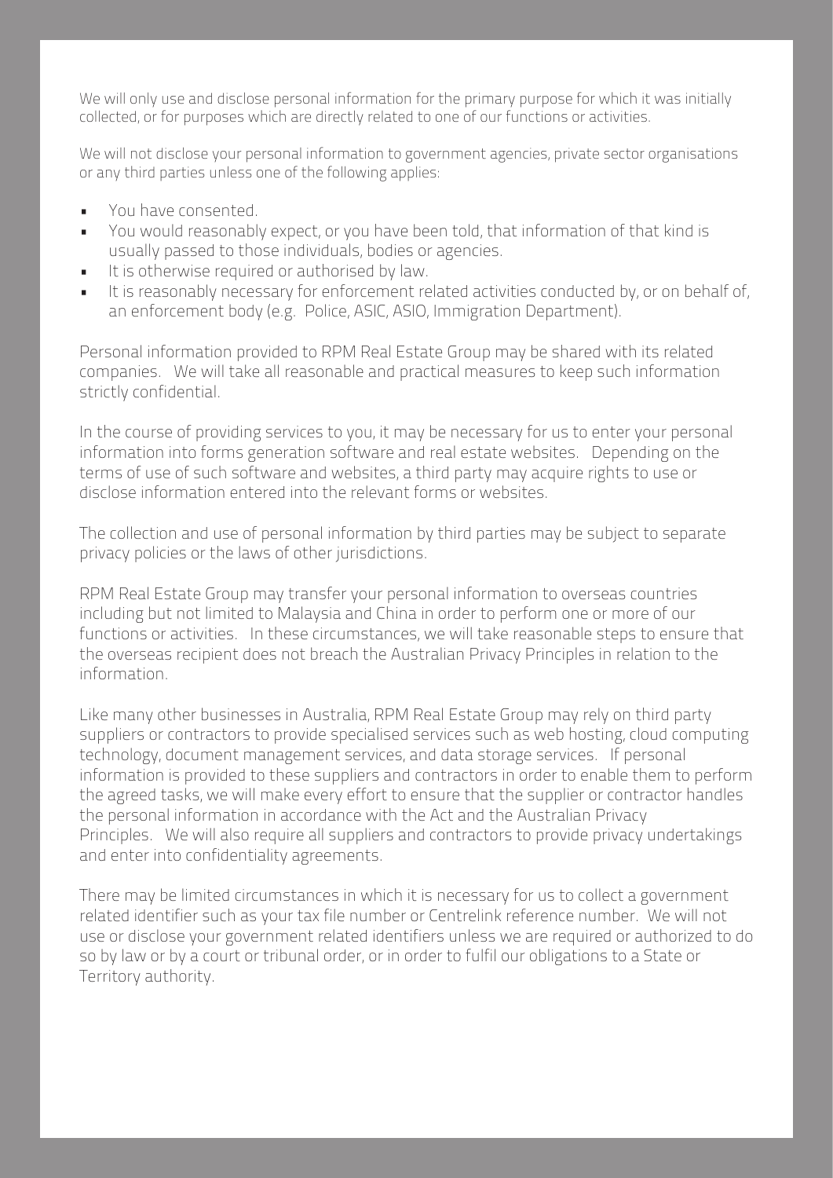We will only use and disclose personal information for the primary purpose for which it was initially collected, or for purposes which are directly related to one of our functions or activities.

We will not disclose your personal information to government agencies, private sector organisations or any third parties unless one of the following applies:

- You have consented.
- You would reasonably expect, or you have been told, that information of that kind is usually passed to those individuals, bodies or agencies.
- It is otherwise required or authorised by law.
- It is reasonably necessary for enforcement related activities conducted by, or on behalf of, an enforcement body (e.g. Police, ASIC, ASIO, Immigration Department).

Personal information provided to RPM Real Estate Group may be shared with its related companies. We will take all reasonable and practical measures to keep such information strictly confidential.

In the course of providing services to you, it may be necessary for us to enter your personal information into forms generation software and real estate websites. Depending on the terms of use of such software and websites, a third party may acquire rights to use or disclose information entered into the relevant forms or websites.

The collection and use of personal information by third parties may be subject to separate privacy policies or the laws of other jurisdictions.

RPM Real Estate Group may transfer your personal information to overseas countries including but not limited to Malaysia and China in order to perform one or more of our functions or activities. In these circumstances, we will take reasonable steps to ensure that the overseas recipient does not breach the Australian Privacy Principles in relation to the information.

Like many other businesses in Australia, RPM Real Estate Group may rely on third party suppliers or contractors to provide specialised services such as web hosting, cloud computing technology, document management services, and data storage services. If personal information is provided to these suppliers and contractors in order to enable them to perform the agreed tasks, we will make every effort to ensure that the supplier or contractor handles the personal information in accordance with the Act and the Australian Privacy Principles. We will also require all suppliers and contractors to provide privacy undertakings and enter into confidentiality agreements.

There may be limited circumstances in which it is necessary for us to collect a government related identifier such as your tax file number or Centrelink reference number. We will not use or disclose your government related identifiers unless we are required or authorized to do so by law or by a court or tribunal order, or in order to fulfil our obligations to a State or Territory authority.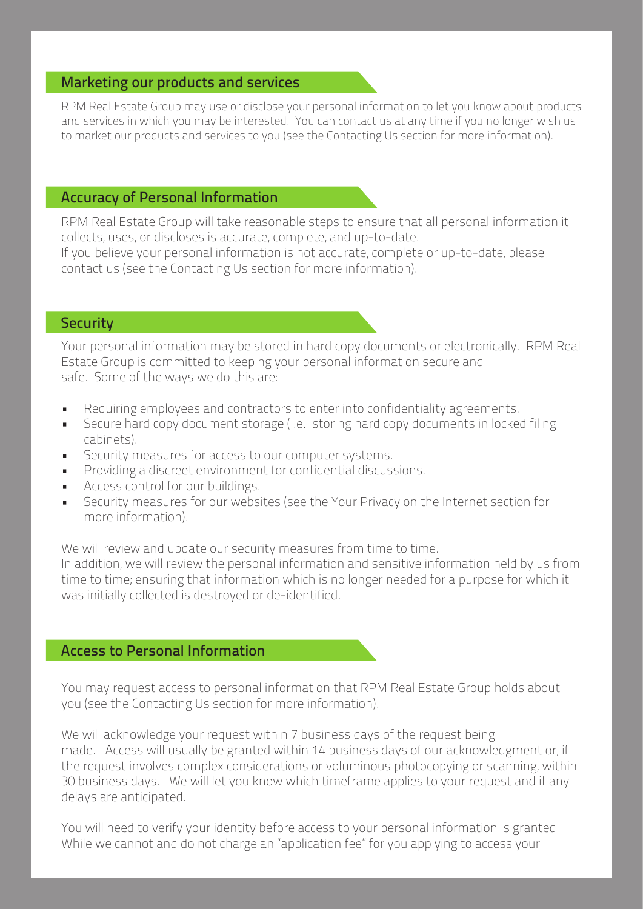## Marketing our products and services

RPM Real Estate Group may use or disclose your personal information to let you know about products and services in which you may be interested. You can contact us at any time if you no longer wish us to market our products and services to you (see the Contacting Us section for more information).

## Accuracy of Personal Information

RPM Real Estate Group will take reasonable steps to ensure that all personal information it collects, uses, or discloses is accurate, complete, and up-to-date.
If you believe your personal information is not accurate, complete or up-to-date, please contact us (see the Contacting Us section for more information).

## Security

Your personal information may be stored in hard copy documents or electronically. RPM Real Estate Group is committed to keeping your personal information secure and safe. Some of the ways we do this are:

- Requiring employees and contractors to enter into confidentiality agreements.
- Secure hard copy document storage (i.e. storing hard copy documents in locked filing cabinets).
- Security measures for access to our computer systems.
- Providing a discreet environment for confidential discussions.
- Access control for our buildings.
- Security measures for our websites (see the Your Privacy on the Internet section for more information).

We will review and update our security measures from time to time.
In addition, we will review the personal information and sensitive information held by us from time to time; ensuring that information which is no longer needed for a purpose for which it was initially collected is destroyed or de-identified.

## Access to Personal Information

You may request access to personal information that RPM Real Estate Group holds about you (see the Contacting Us section for more information).

We will acknowledge your request within 7 business days of the request being made. Access will usually be granted within 14 business days of our acknowledgment or, if the request involves complex considerations or voluminous photocopying or scanning, within 30 business days. We will let you know which timeframe applies to your request and if any delays are anticipated.

You will need to verify your identity before access to your personal information is granted. While we cannot and do not charge an "application fee" for you applying to access your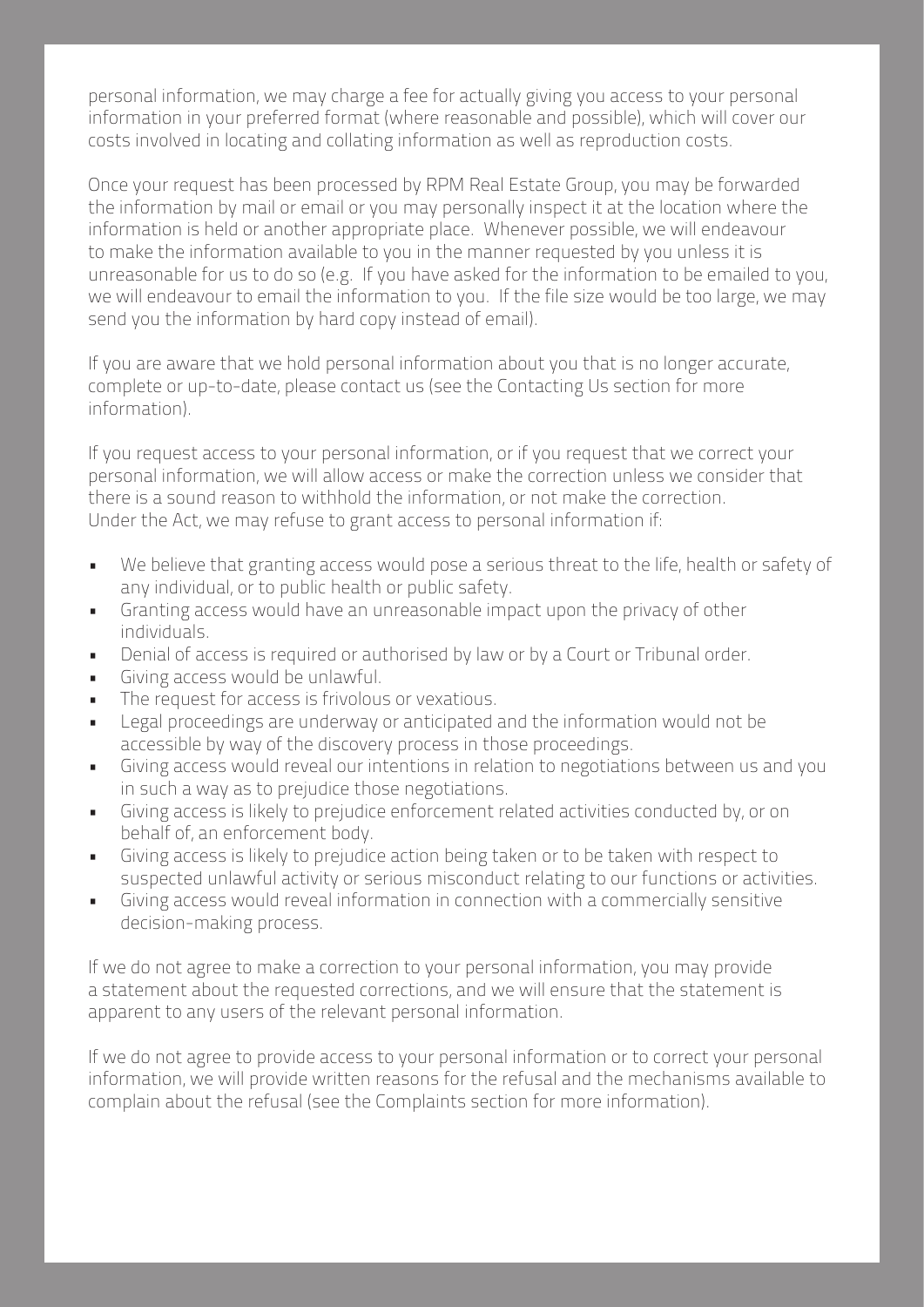personal information, we may charge a fee for actually giving you access to your personal information in your preferred format (where reasonable and possible), which will cover our costs involved in locating and collating information as well as reproduction costs.

Once your request has been processed by RPM Real Estate Group, you may be forwarded the information by mail or email or you may personally inspect it at the location where the information is held or another appropriate place. Whenever possible, we will endeavour to make the information available to you in the manner requested by you unless it is unreasonable for us to do so (e.g. If you have asked for the information to be emailed to you, we will endeavour to email the information to you. If the file size would be too large, we may send you the information by hard copy instead of email).

If you are aware that we hold personal information about you that is no longer accurate, complete or up-to-date, please contact us (see the Contacting Us section for more information).

If you request access to your personal information, or if you request that we correct your personal information, we will allow access or make the correction unless we consider that there is a sound reason to withhold the information, or not make the correction. Under the Act, we may refuse to grant access to personal information if:

- We believe that granting access would pose a serious threat to the life, health or safety of any individual, or to public health or public safety.
- Granting access would have an unreasonable impact upon the privacy of other individuals.
- Denial of access is required or authorised by law or by a Court or Tribunal order.
- Giving access would be unlawful.
- The request for access is frivolous or vexatious.
- Legal proceedings are underway or anticipated and the information would not be accessible by way of the discovery process in those proceedings.
- Giving access would reveal our intentions in relation to negotiations between us and you in such a way as to prejudice those negotiations.
- Giving access is likely to prejudice enforcement related activities conducted by, or on behalf of, an enforcement body.
- Giving access is likely to prejudice action being taken or to be taken with respect to suspected unlawful activity or serious misconduct relating to our functions or activities.
- Giving access would reveal information in connection with a commercially sensitive decision-making process.

If we do not agree to make a correction to your personal information, you may provide a statement about the requested corrections, and we will ensure that the statement is apparent to any users of the relevant personal information.

If we do not agree to provide access to your personal information or to correct your personal information, we will provide written reasons for the refusal and the mechanisms available to complain about the refusal (see the Complaints section for more information).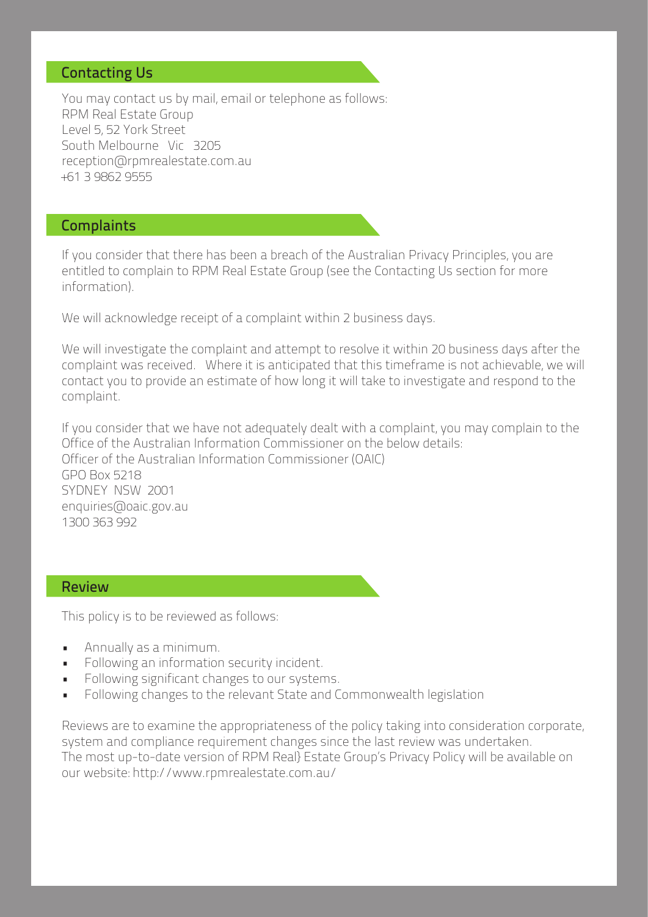## Contacting Us

You may contact us by mail, email or telephone as follows:
RPM Real Estate Group
Level 5, 52 York Street
South Melbourne Vic 3205
reception@rpmrealestate.com.au
+61 3 9862 9555

## Complaints

If you consider that there has been a breach of the Australian Privacy Principles, you are entitled to complain to RPM Real Estate Group (see the Contacting Us section for more information).

We will acknowledge receipt of a complaint within 2 business days.

We will investigate the complaint and attempt to resolve it within 20 business days after the complaint was received. Where it is anticipated that this timeframe is not achievable, we will contact you to provide an estimate of how long it will take to investigate and respond to the complaint.

If you consider that we have not adequately dealt with a complaint, you may complain to the Office of the Australian Information Commissioner on the below details:
Officer of the Australian Information Commissioner (OAIC)
GPO Box 5218
SYDNEY NSW 2001
enquiries@oaic.gov.au
1300 363 992

## Review

This policy is to be reviewed as follows:

- Annually as a minimum.
- Following an information security incident.
- Following significant changes to our systems.
- Following changes to the relevant State and Commonwealth legislation

Reviews are to examine the appropriateness of the policy taking into consideration corporate, system and compliance requirement changes since the last review was undertaken.
The most up-to-date version of RPM Real} Estate Group's Privacy Policy will be available on our website: http://www.rpmrealestate.com.au/